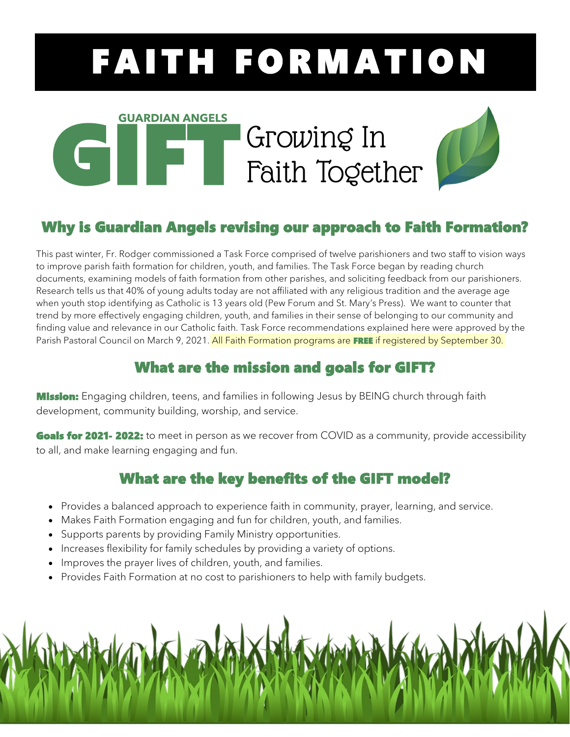# FAITH FORMATION

**GUARDIAN ANGELS**
**GIFT** Growing In Faith Together

## Why is Guardian Angels revising our approach to Faith Formation?

This past winter, Fr. Rodger commissioned a Task Force comprised of twelve parishioners and two staff to vision ways to improve parish faith formation for children, youth, and families. The Task Force began by reading church documents, examining models of faith formation from other parishes, and soliciting feedback from our parishioners. Research tells us that 40% of young adults today are not affiliated with any religious tradition and the average age when youth stop identifying as Catholic is 13 years old (Pew Forum and St. Mary's Press). We want to counter that trend by more effectively engaging children, youth, and families in their sense of belonging to our community and finding value and relevance in our Catholic faith. Task Force recommendations explained here were approved by the Parish Pastoral Council on March 9, 2021. All Faith Formation programs are **FREE** if registered by September 30.

## What are the mission and goals for GIFT?

**Mission:** Engaging children, teens, and families in following Jesus by BEING church through faith development, community building, worship, and service.

**Goals for 2021- 2022:** to meet in person as we recover from COVID as a community, provide accessibility to all, and make learning engaging and fun.

## What are the key benefits of the GIFT model?

- Provides a balanced approach to experience faith in community, prayer, learning, and service.
- Makes Faith Formation engaging and fun for children, youth, and families.
- Supports parents by providing Family Ministry opportunities.
- Increases flexibility for family schedules by providing a variety of options.
- Improves the prayer lives of children, youth, and families.
- Provides Faith Formation at no cost to parishioners to help with family budgets.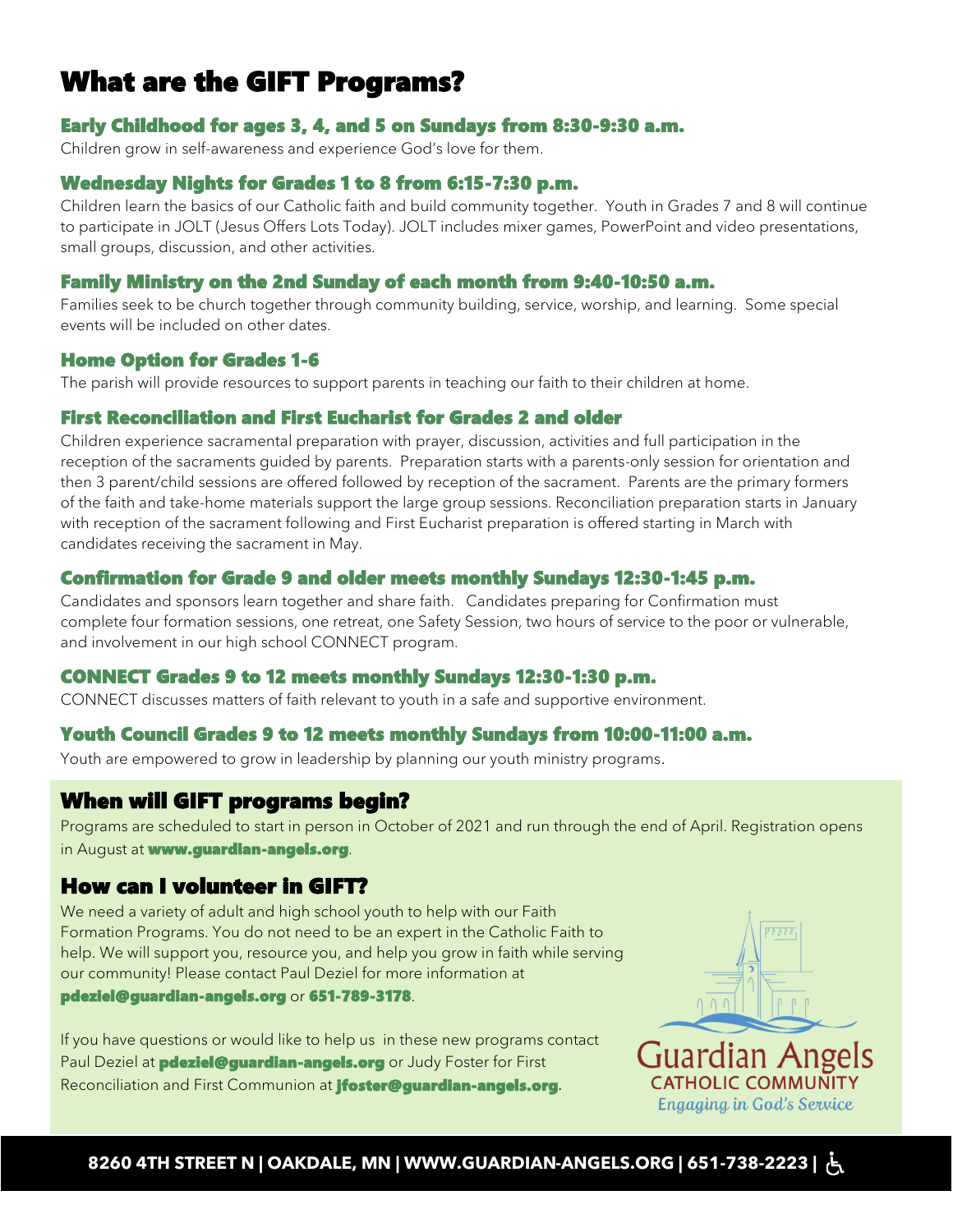# What are the GIFT Programs?

### Early Childhood for ages 3, 4, and 5 on Sundays from 8:30-9:30 a.m.

Children grow in self-awareness and experience God's love for them.

### Wednesday Nights for Grades 1 to 8 from 6:15-7:30 p.m.

Children learn the basics of our Catholic faith and build community together. Youth in Grades 7 and 8 will continue to participate in JOLT (Jesus Offers Lots Today). JOLT includes mixer games, PowerPoint and video presentations, small groups, discussion, and other activities.

### Family Ministry on the 2nd Sunday of each month from 9:40-10:50 a.m.

Families seek to be church together through community building, service, worship, and learning. Some special events will be included on other dates.

### Home Option for Grades 1-6

The parish will provide resources to support parents in teaching our faith to their children at home.

### First Reconciliation and First Eucharist for Grades 2 and older

Children experience sacramental preparation with prayer, discussion, activities and full participation in the reception of the sacraments guided by parents. Preparation starts with a parents-only session for orientation and then 3 parent/child sessions are offered followed by reception of the sacrament. Parents are the primary formers of the faith and take-home materials support the large group sessions. Reconciliation preparation starts in January with reception of the sacrament following and First Eucharist preparation is offered starting in March with candidates receiving the sacrament in May.

### Confirmation for Grade 9 and older meets monthly Sundays 12:30-1:45 p.m.

Candidates and sponsors learn together and share faith. Candidates preparing for Confirmation must complete four formation sessions, one retreat, one Safety Session, two hours of service to the poor or vulnerable, and involvement in our high school CONNECT program.

### CONNECT Grades 9 to 12 meets monthly Sundays 12:30-1:30 p.m.

CONNECT discusses matters of faith relevant to youth in a safe and supportive environment.

### Youth Council Grades 9 to 12 meets monthly Sundays from 10:00-11:00 a.m.

Youth are empowered to grow in leadership by planning our youth ministry programs.

## When will GIFT programs begin?

Programs are scheduled to start in person in October of 2021 and run through the end of April. Registration opens in August at **www.guardian-angels.org**.

## How can I volunteer in GIFT?

We need a variety of adult and high school youth to help with our Faith Formation Programs. You do not need to be an expert in the Catholic Faith to help. We will support you, resource you, and help you grow in faith while serving our community! Please contact Paul Deziel for more information at **pdeziel@guardian-angels.org** or **651-789-3178**.

If you have questions or would like to help us in these new programs contact Paul Deziel at **pdeziel@guardian-angels.org** or Judy Foster for First Reconciliation and First Communion at **jfoster@guardian-angels.org**.

Guardian Angels
CATHOLIC COMMUNITY
*Engaging in God's Service*

**8260 4TH STREET N | OAKDALE, MN | WWW.GUARDIAN-ANGELS.ORG | 651-738-2223 |**